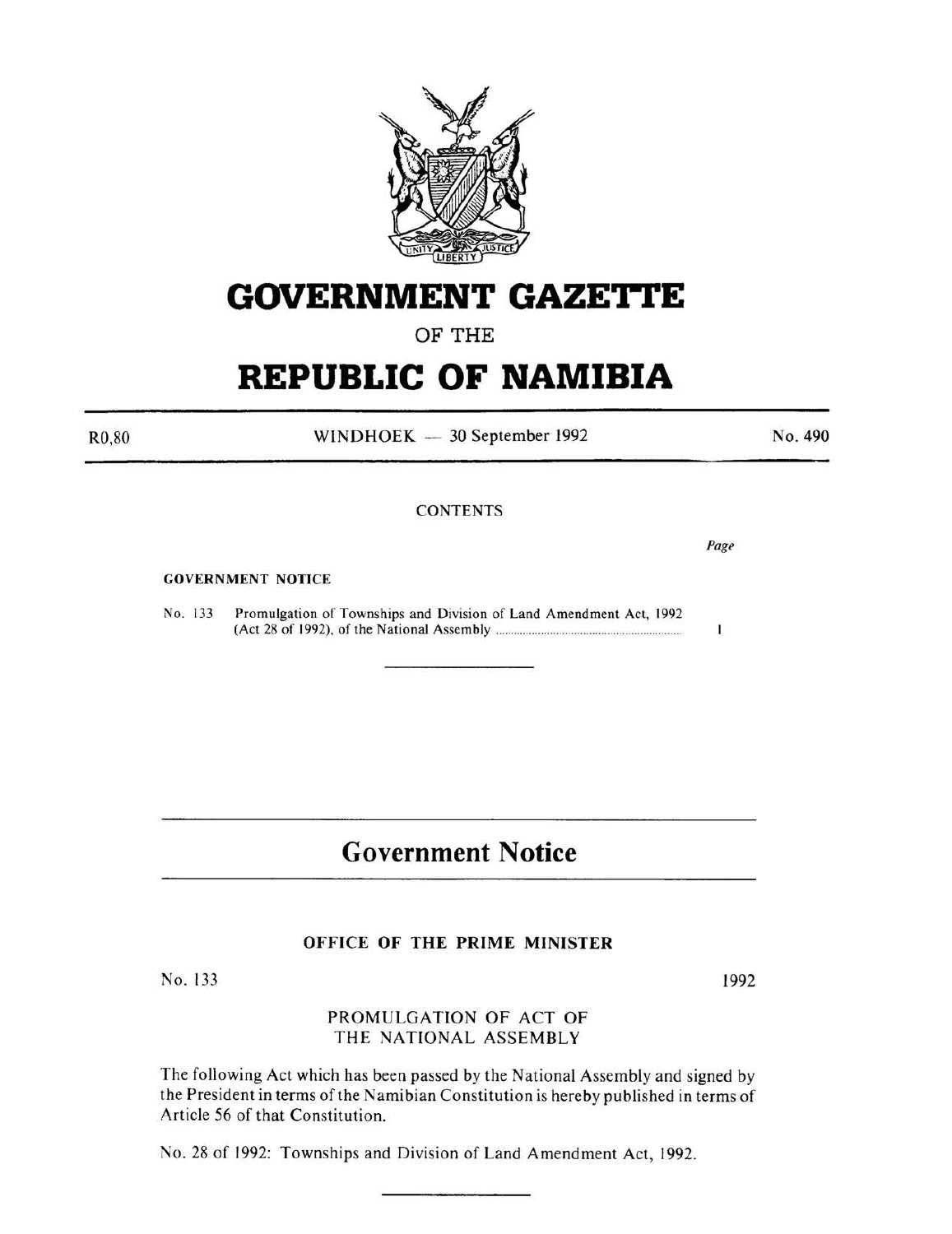# GOVERNMENT GAZETTE

OF THE

# REPUBLIC OF NAMIBIA

R0,80 WINDHOEK — 30 September 1992 No. 490

CONTENTS

*Page*

GOVERNMENT NOTICE

No. 133 Promulgation of Townships and Division of Land Amendment Act, 1992 (Act 28 of 1992), of the National Assembly .......... 1

---

## Government Notice

---

### OFFICE OF THE PRIME MINISTER

No. 133 1992

PROMULGATION OF ACT OF
THE NATIONAL ASSEMBLY

The following Act which has been passed by the National Assembly and signed by the President in terms of the Namibian Constitution is hereby published in terms of Article 56 of that Constitution.

No. 28 of 1992: Townships and Division of Land Amendment Act, 1992.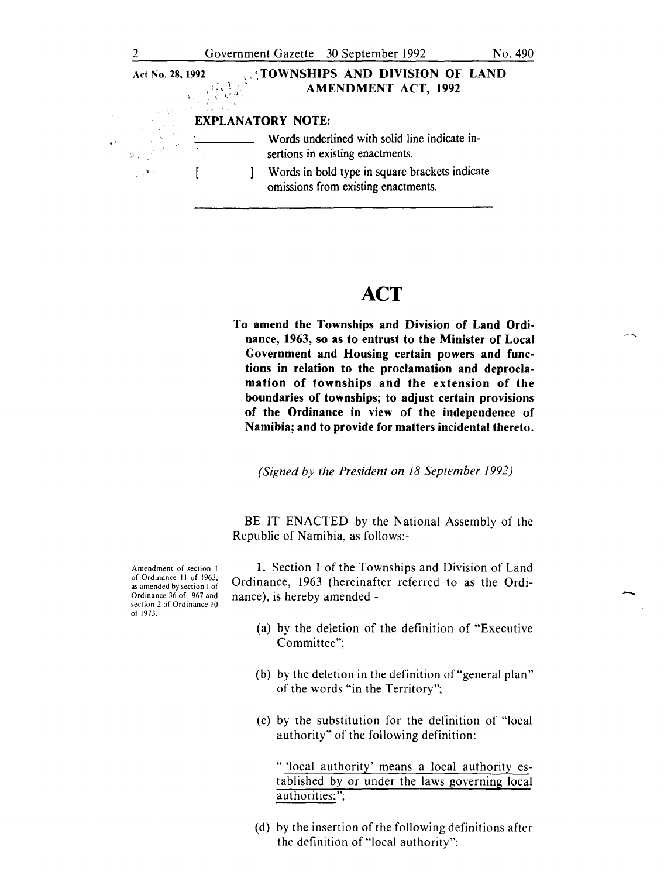Act No. 28, 1992

**TOWNSHIPS AND DIVISION OF LAND AMENDMENT ACT, 1992**

**EXPLANATORY NOTE:**

\_\_\_\_\_\_\_\_\_\_ Words underlined with solid line indicate insertions in existing enactments.

[ ] Words in bold type in square brackets indicate omissions from existing enactments.

# ACT

**To amend the Townships and Division of Land Ordinance, 1963, so as to entrust to the Minister of Local Government and Housing certain powers and functions in relation to the proclamation and deproclamation of townships and the extension of the boundaries of townships; to adjust certain provisions of the Ordinance in view of the independence of Namibia; and to provide for matters incidental thereto.**

*(Signed by the President on 18 September 1992)*

BE IT ENACTED by the National Assembly of the Republic of Namibia, as follows:-

Amendment of section 1 of Ordinance 11 of 1963, as amended by section 1 of Ordinance 36 of 1967 and section 2 of Ordinance 10 of 1973.

1. Section 1 of the Townships and Division of Land Ordinance, 1963 (hereinafter referred to as the Ordinance), is hereby amended -

(a) by the deletion of the definition of "Executive Committee";

(b) by the deletion in the definition of "general plan" of the words "in the Territory";

(c) by the substitution for the definition of "local authority" of the following definition:

" 'local authority' means a local authority established by or under the laws governing local authorities;";

(d) by the insertion of the following definitions after the definition of "local authority":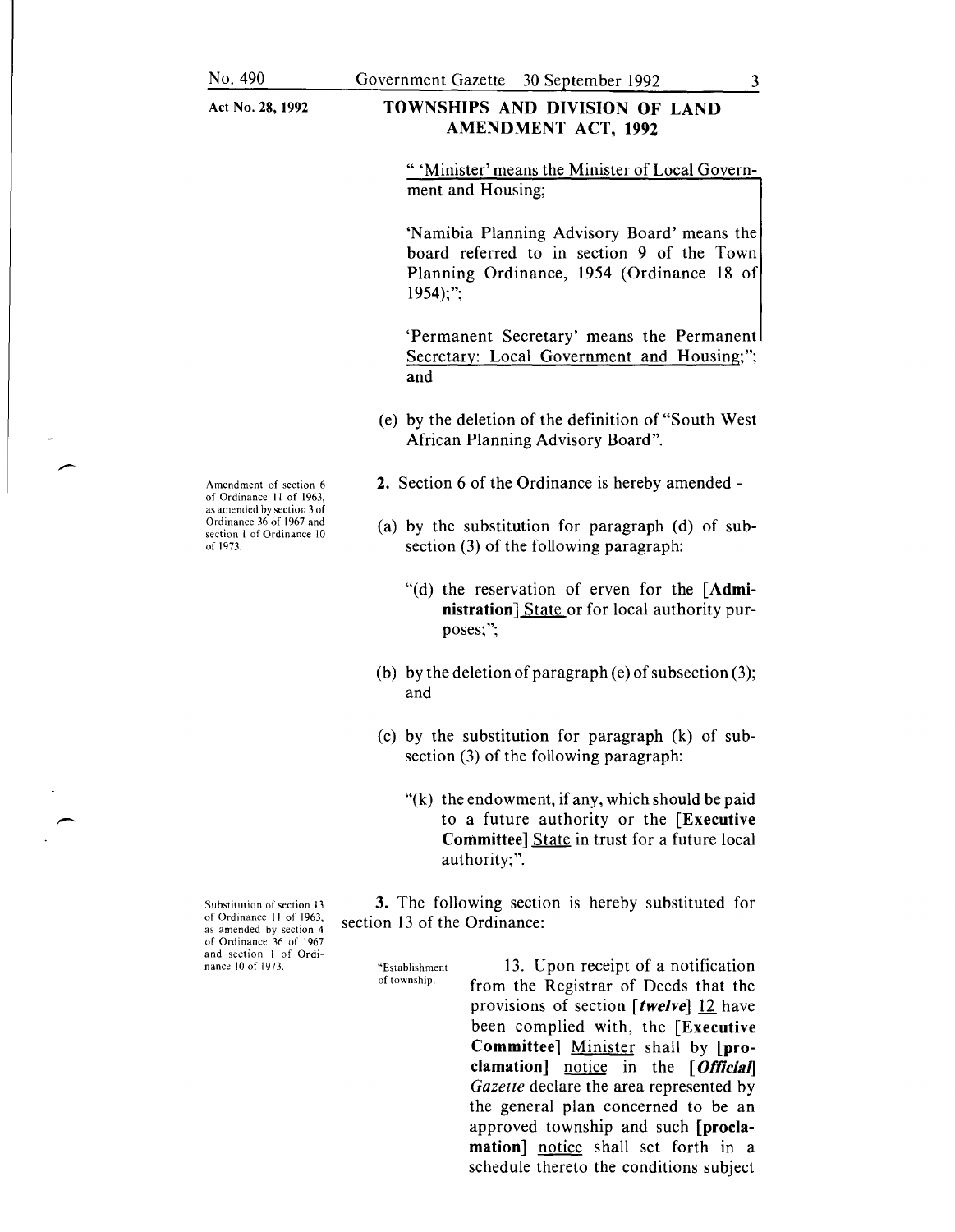Act No. 28, 1992

**TOWNSHIPS AND DIVISION OF LAND AMENDMENT ACT, 1992**

" 'Minister' means the Minister of Local Government and Housing;

'Namibia Planning Advisory Board' means the board referred to in section 9 of the Town Planning Ordinance, 1954 (Ordinance 18 of 1954);";

'Permanent Secretary' means the Permanent Secretary: Local Government and Housing;"; and

(e) by the deletion of the definition of "South West African Planning Advisory Board".

Amendment of section 6 of Ordinance 11 of 1963, as amended by section 3 of Ordinance 36 of 1967 and section 1 of Ordinance 10 of 1973.

**2.** Section 6 of the Ordinance is hereby amended -

(a) by the substitution for paragraph (d) of subsection (3) of the following paragraph:

"(d) the reservation of erven for the [**Administration**] State or for local authority purposes;";

(b) by the deletion of paragraph (e) of subsection (3); and

(c) by the substitution for paragraph (k) of subsection (3) of the following paragraph:

"(k) the endowment, if any, which should be paid to a future authority or the [**Executive Committee**] State in trust for a future local authority;".

Substitution of section 13 of Ordinance 11 of 1963, as amended by section 4 of Ordinance 36 of 1967 and section 1 of Ordinance 10 of 1973.

**3.** The following section is hereby substituted for section 13 of the Ordinance:

"Establishment of township.

13. Upon receipt of a notification from the Registrar of Deeds that the provisions of section [***twelve***] 12 have been complied with, the [**Executive Committee**] Minister shall by [**proclamation**] notice in the [***Official***] *Gazette* declare the area represented by the general plan concerned to be an approved township and such [**proclamation**] notice shall set forth in a schedule thereto the conditions subject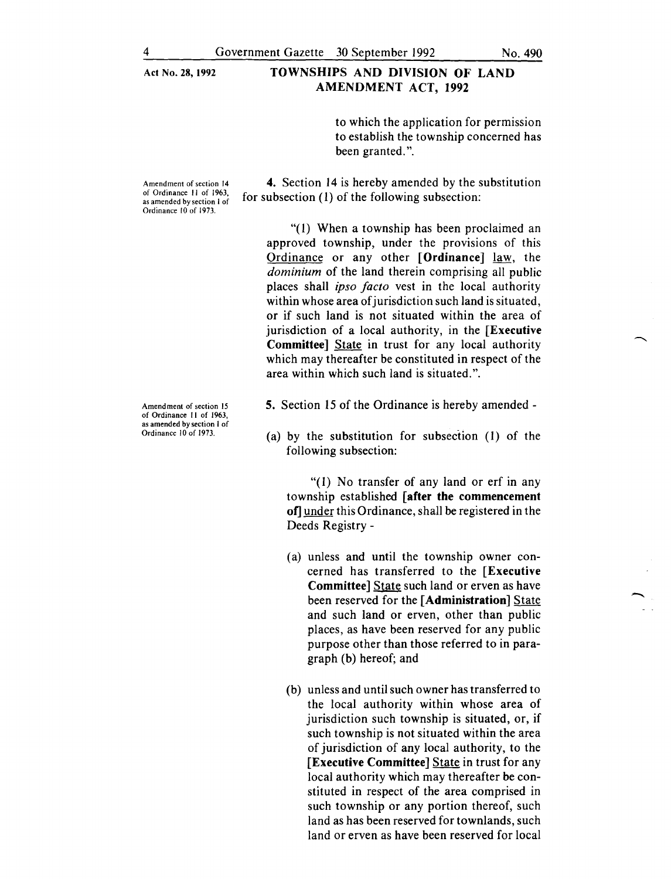to which the application for permission to establish the township concerned has been granted.".

*Amendment of section 14 of Ordinance 11 of 1963, as amended by section 1 of Ordinance 10 of 1973.*

**4.** Section 14 is hereby amended by the substitution for subsection (1) of the following subsection:

> "(1) When a township has been proclaimed an approved township, under the provisions of this Ordinance or any other **[Ordinance]** law, the *dominium* of the land therein comprising all public places shall *ipso facto* vest in the local authority within whose area of jurisdiction such land is situated, or if such land is not situated within the area of jurisdiction of a local authority, in the **[Executive Committee]** State in trust for any local authority which may thereafter be constituted in respect of the area within which such land is situated.".

*Amendment of section 15 of Ordinance 11 of 1963, as amended by section 1 of Ordinance 10 of 1973.*

**5.** Section 15 of the Ordinance is hereby amended -

(a) by the substitution for subsection (1) of the following subsection:

> "(1) No transfer of any land or erf in any township established **[after the commencement of]** under this Ordinance, shall be registered in the Deeds Registry -
>
> (a) unless and until the township owner concerned has transferred to the **[Executive Committee]** State such land or erven as have been reserved for the **[Administration]** State and such land or erven, other than public places, as have been reserved for any public purpose other than those referred to in paragraph (b) hereof; and
>
> (b) unless and until such owner has transferred to the local authority within whose area of jurisdiction such township is situated, or, if such township is not situated within the area of jurisdiction of any local authority, to the **[Executive Committee]** State in trust for any local authority which may thereafter be constituted in respect of the area comprised in such township or any portion thereof, such land as has been reserved for townlands, such land or erven as have been reserved for local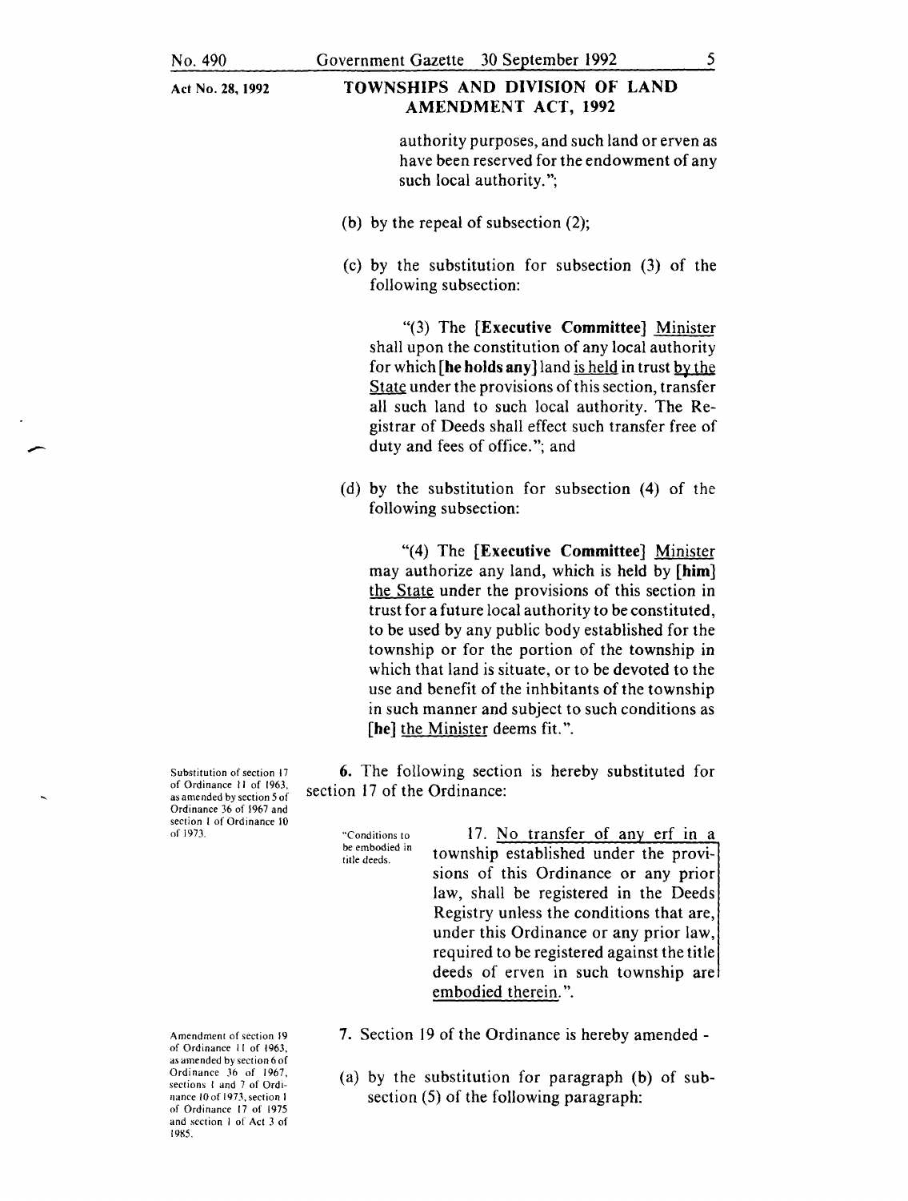authority purposes, and such land or erven as have been reserved for the endowment of any such local authority.";

(b) by the repeal of subsection (2);

(c) by the substitution for subsection (3) of the following subsection:

"(3) The **[Executive Committee]** Minister shall upon the constitution of any local authority for which **[he holds any]** land is held in trust by the State under the provisions of this section, transfer all such land to such local authority. The Registrar of Deeds shall effect such transfer free of duty and fees of office."; and

(d) by the substitution for subsection (4) of the following subsection:

"(4) The **[Executive Committee]** Minister may authorize any land, which is held by **[him]** the State under the provisions of this section in trust for a future local authority to be constituted, to be used by any public body established for the township or for the portion of the township in which that land is situate, or to be devoted to the use and benefit of the inhbitants of the township in such manner and subject to such conditions as **[he]** the Minister deems fit.".

Substitution of section 17 of Ordinance 11 of 1963, as amended by section 5 of Ordinance 36 of 1967 and section 1 of Ordinance 10 of 1973.

**6.** The following section is hereby substituted for section 17 of the Ordinance:

"Conditions to be embodied in title deeds.

17. No transfer of any erf in a township established under the provisions of this Ordinance or any prior law, shall be registered in the Deeds Registry unless the conditions that are, under this Ordinance or any prior law, required to be registered against the title deeds of erven in such township are embodied therein.".

Amendment of section 19 of Ordinance 11 of 1963, as amended by section 6 of Ordinance 36 of 1967, sections 1 and 7 of Ordinance 10 of 1973, section 1 of Ordinance 17 of 1975 and section 1 of Act 3 of 1985.

**7.** Section 19 of the Ordinance is hereby amended -

(a) by the substitution for paragraph (b) of subsection (5) of the following paragraph: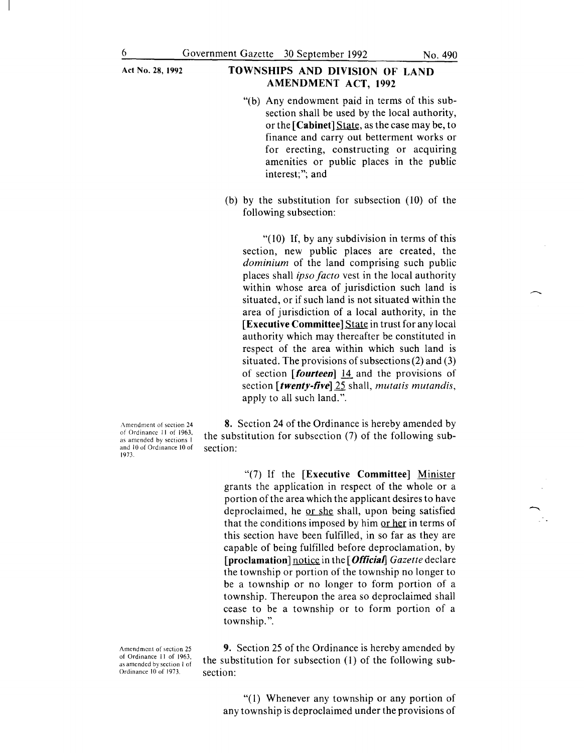"(b) Any endowment paid in terms of this subsection shall be used by the local authority, or the **[Cabinet]** State, as the case may be, to finance and carry out betterment works or for erecting, constructing or acquiring amenities or public places in the public interest;"; and

(b) by the substitution for subsection (10) of the following subsection:

"(10) If, by any subdivision in terms of this section, new public places are created, the *dominium* of the land comprising such public places shall *ipso facto* vest in the local authority within whose area of jurisdiction such land is situated, or if such land is not situated within the area of jurisdiction of a local authority, in the **[Executive Committee]** State in trust for any local authority which may thereafter be constituted in respect of the area within which such land is situated. The provisions of subsections (2) and (3) of section ***[fourteen]*** 14 and the provisions of section ***[twenty-five]*** 25 shall, *mutatis mutandis*, apply to all such land.".

Amendment of section 24 of Ordinance 11 of 1963, as amended by sections 1 and 10 of Ordinance 10 of 1973.

**8.** Section 24 of the Ordinance is hereby amended by the substitution for subsection (7) of the following subsection:

"(7) If the **[Executive Committee]** Minister grants the application in respect of the whole or a portion of the area which the applicant desires to have deproclaimed, he or she shall, upon being satisfied that the conditions imposed by him or her in terms of this section have been fulfilled, in so far as they are capable of being fulfilled before deproclamation, by **[proclamation]** notice in the ***[Official]*** *Gazette* declare the township or portion of the township no longer to be a township or no longer to form portion of a township. Thereupon the area so deproclaimed shall cease to be a township or to form portion of a township.".

Amendment of section 25 of Ordinance 11 of 1963, as amended by section 1 of Ordinance 10 of 1973.

**9.** Section 25 of the Ordinance is hereby amended by the substitution for subsection (1) of the following subsection:

"(1) Whenever any township or any portion of any township is deproclaimed under the provisions of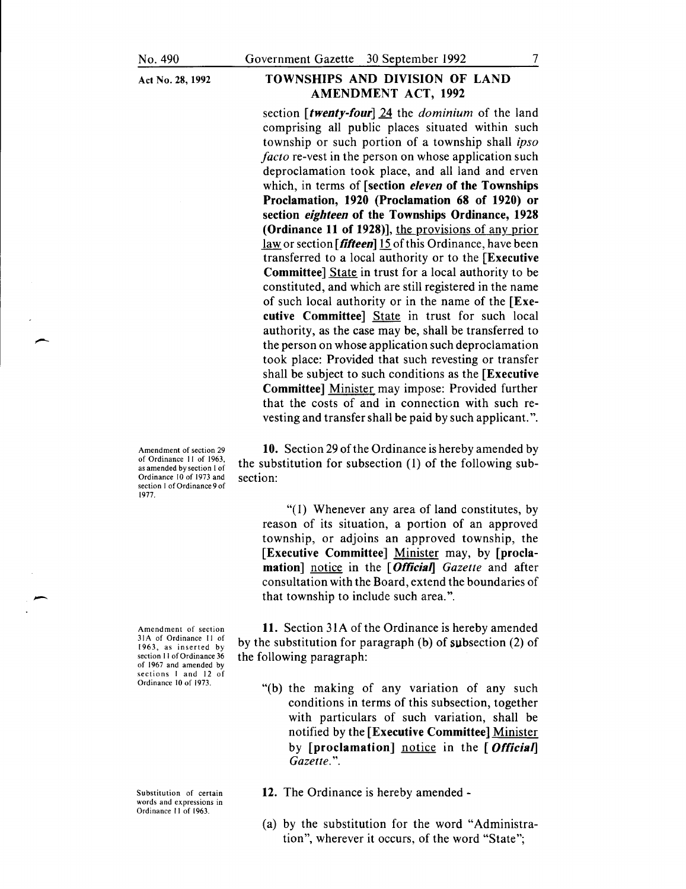section [***twenty-four***] 24 the *dominium* of the land comprising all public places situated within such township or such portion of a township shall *ipso facto* re-vest in the person on whose application such deproclamation took place, and all land and erven which, in terms of [**section *eleven* of the Townships Proclamation, 1920 (Proclamation 68 of 1920) or section *eighteen* of the Townships Ordinance, 1928 (Ordinance 11 of 1928)**], the provisions of any prior law or section [***fifteen***] 15 of this Ordinance, have been transferred to a local authority or to the [**Executive Committee**] State in trust for a local authority to be constituted, and which are still registered in the name of such local authority or in the name of the [**Executive Committee**] State in trust for such local authority, as the case may be, shall be transferred to the person on whose application such deproclamation took place: Provided that such revesting or transfer shall be subject to such conditions as the [**Executive Committee**] Minister may impose: Provided further that the costs of and in connection with such re-vesting and transfer shall be paid by such applicant.".

Amendment of section 29 of Ordinance 11 of 1963, as amended by section 1 of Ordinance 10 of 1973 and section 1 of Ordinance 9 of 1977.

**10.** Section 29 of the Ordinance is hereby amended by the substitution for subsection (1) of the following subsection:

"(1) Whenever any area of land constitutes, by reason of its situation, a portion of an approved township, or adjoins an approved township, the [**Executive Committee**] Minister may, by [**proclamation**] notice in the [***Official***] *Gazette* and after consultation with the Board, extend the boundaries of that township to include such area.".

Amendment of section 31A of Ordinance 11 of 1963, as inserted by section 11 of Ordinance 36 of 1967 and amended by sections 1 and 12 of Ordinance 10 of 1973.

**11.** Section 31A of the Ordinance is hereby amended by the substitution for paragraph (b) of subsection (2) of the following paragraph:

"(b) the making of any variation of any such conditions in terms of this subsection, together with particulars of such variation, shall be notified by the [**Executive Committee**] Minister by [**proclamation**] notice in the [***Official***] *Gazette*.".

Substitution of certain words and expressions in Ordinance 11 of 1963.

**12.** The Ordinance is hereby amended -

(a) by the substitution for the word "Administration", wherever it occurs, of the word "State";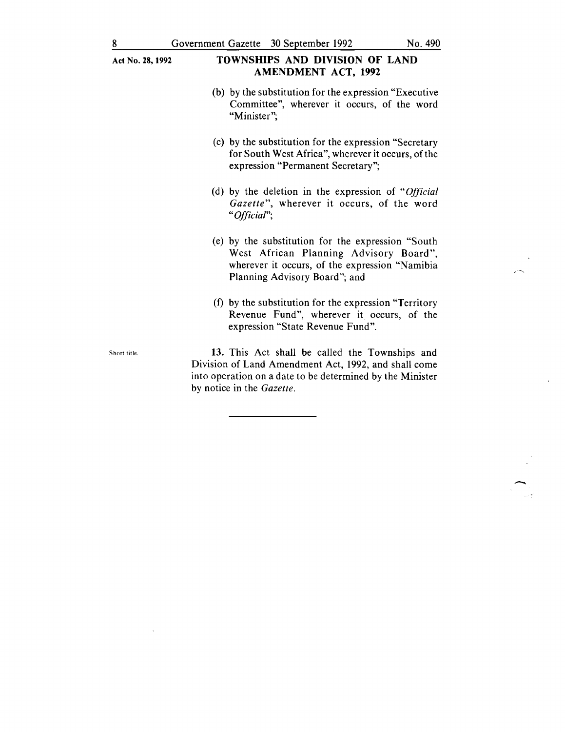- (b) by the substitution for the expression "Executive Committee", wherever it occurs, of the word "Minister";

- (c) by the substitution for the expression "Secretary for South West Africa", wherever it occurs, of the expression "Permanent Secretary";

- (d) by the deletion in the expression of "*Official Gazette*", wherever it occurs, of the word "*Official*";

- (e) by the substitution for the expression "South West African Planning Advisory Board", wherever it occurs, of the expression "Namibia Planning Advisory Board"; and

- (f) by the substitution for the expression "Territory Revenue Fund", wherever it occurs, of the expression "State Revenue Fund".

Short title.

**13.** This Act shall be called the Townships and Division of Land Amendment Act, 1992, and shall come into operation on a date to be determined by the Minister by notice in the *Gazette*.